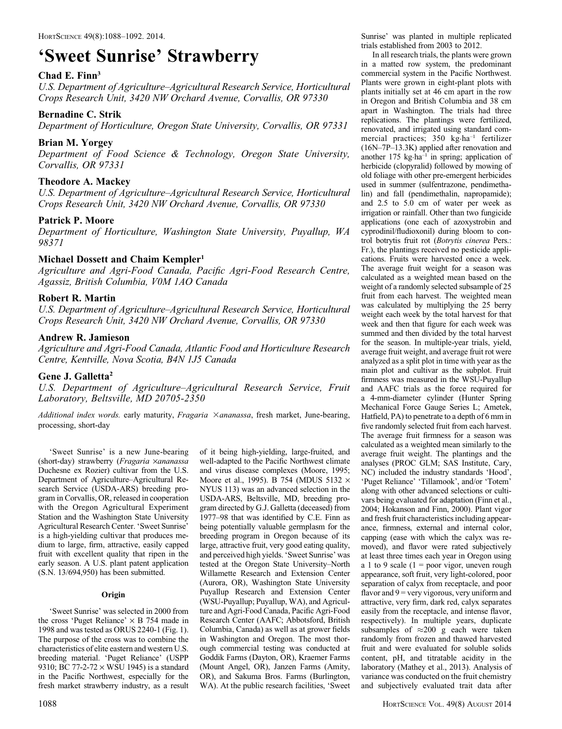# 'Sweet Sunrise' Strawberry

**Chad E. Finn[3]**

*U.S. Department of Agriculture–Agricultural Research Service, Horticultural Crops Research Unit, 3420 NW Orchard Avenue, Corvallis, OR 97330*

**Bernadine C. Strik**

*Department of Horticulture, Oregon State University, Corvallis, OR 97331*

**Brian M. Yorgey**

*Department of Food Science & Technology, Oregon State University, Corvallis, OR 97331*

**Theodore A. Mackey**

*U.S. Department of Agriculture–Agricultural Research Service, Horticultural Crops Research Unit, 3420 NW Orchard Avenue, Corvallis, OR 97330*

**Patrick P. Moore**

*Department of Horticulture, Washington State University, Puyallup, WA 98371*

**Michael Dossett and Chaim Kempler[1]**

*Agriculture and Agri-Food Canada, Pacific Agri-Food Research Centre, Agassiz, British Columbia, V0M 1AO Canada*

**Robert R. Martin**

*U.S. Department of Agriculture–Agricultural Research Service, Horticultural Crops Research Unit, 3420 NW Orchard Avenue, Corvallis, OR 97330*

**Andrew R. Jamieson**

*Agriculture and Agri-Food Canada, Atlantic Food and Horticulture Research Centre, Kentville, Nova Scotia, B4N 1J5 Canada*

**Gene J. Galletta[2]**

*U.S. Department of Agriculture–Agricultural Research Service, Fruit Laboratory, Beltsville, MD 20705-2350*

*Additional index words.* early maturity, *Fragaria* ×*ananassa*, fresh market, June-bearing, processing, short-day

'Sweet Sunrise' is a new June-bearing (short-day) strawberry (*Fragaria* ×*ananassa* Duchesne ex Rozier) cultivar from the U.S. Department of Agriculture–Agricultural Research Service (USDA-ARS) breeding program in Corvallis, OR, released in cooperation with the Oregon Agricultural Experiment Station and the Washington State University Agricultural Research Center. 'Sweet Sunrise' is a high-yielding cultivar that produces medium to large, firm, attractive, easily capped fruit with excellent quality that ripen in the early season. A U.S. plant patent application (S.N. 13/694,950) has been submitted.

## Origin

'Sweet Sunrise' was selected in 2000 from the cross 'Puget Reliance' × B 754 made in 1998 and was tested as ORUS 2240-1 (Fig. 1). The purpose of the cross was to combine the characteristics of elite eastern and western U.S. breeding material. 'Puget Reliance' (USPP 9310; BC 77-2-72 × WSU 1945) is a standard in the Pacific Northwest, especially for the fresh market strawberry industry, as a result of it being high-yielding, large-fruited, and well-adapted to the Pacific Northwest climate and virus disease complexes (Moore, 1995; Moore et al., 1995). B 754 (MDUS 5132 × NYUS 113) was an advanced selection in the USDA-ARS, Beltsville, MD, breeding program directed by G.J. Galletta (deceased) from 1977–98 that was identified by C.E. Finn as being potentially valuable germplasm for the breeding program in Oregon because of its large, attractive fruit, very good eating quality, and perceived high yields. 'Sweet Sunrise' was tested at the Oregon State University–North Willamette Research and Extension Center (Aurora, OR), Washington State University Puyallup Research and Extension Center (WSU-Puyallup; Puyallup, WA), and Agriculture and Agri-Food Canada, Pacific Agri-Food Research Center (AAFC; Abbotsford, British Columbia, Canada) as well as at grower fields in Washington and Oregon. The most thorough commercial testing was conducted at Goddik Farms (Dayton, OR), Kraemer Farms (Mount Angel, OR), Janzen Farms (Amity, OR), and Sakuma Bros. Farms (Burlington, WA). At the public research facilities, 'Sweet Sunrise' was planted in multiple replicated trials established from 2003 to 2012.

In all research trials, the plants were grown in a matted row system, the predominant commercial system in the Pacific Northwest. Plants were grown in eight-plant plots with plants initially set at 46 cm apart in the row in Oregon and British Columbia and 38 cm apart in Washington. The trials had three replications. The plantings were fertilized, renovated, and irrigated using standard commercial practices; 350 $kg \cdot ha^{-1}$ fertilizer (16N–7P–13.3K) applied after renovation and another 175 $kg \cdot ha^{-1}$ in spring; application of herbicide (clopyralid) followed by mowing of old foliage with other pre-emergent herbicides used in summer (sulfentrazone, pendimethalin, napropamide); and fall (pendimethalin, napropamide); and 2.5 to 5.0 cm of water per week as irrigation or rainfall. Other than two fungicide applications (one each of azoxystrobin and cyprodinil/fludioxonil) during bloom to control botrytis fruit rot (*Botrytis cinerea* Pers.: Fr.), the plantings received no pesticide applications. Fruits were harvested once a week. The average fruit weight for a season was calculated as a weighted mean based on the weight of a randomly selected subsample of 25 fruit from each harvest. The weighted mean was calculated by multiplying the 25 berry weight each week by the total harvest for that week and then that figure for each week was summed and then divided by the total harvest for the season. In multiple-year trials, yield, average fruit weight, and average fruit rot were analyzed as a split plot in time with year as the main plot and cultivar as the subplot. Fruit firmness was measured in the WSU-Puyallup and AAFC trials as the force required for a 4-mm-diameter cylinder (Hunter Spring Mechanical Force Gauge Series L; Ametek, Hatfield, PA) to penetrate to a depth of 6 mm in five randomly selected fruit from each harvest. The average fruit firmness for a season was calculated as a weighted mean similarly to the average fruit weight. The plantings and the analyses (PROC GLM; SAS Institute, Cary, NC) included the industry standards 'Hood', 'Puget Reliance' 'Tillamook', and/or 'Totem' along with other advanced selections or cultivars being evaluated for adaptation (Finn et al., 2004; Hokanson and Finn, 2000). Plant vigor and fresh fruit characteristics including appearance, firmness, external and internal color, capping (ease with which the calyx was removed), and flavor were rated subjectively at least three times each year in Oregon using a 1 to 9 scale (1 = poor vigor, uneven rough appearance, soft fruit, very light-colored, poor separation of calyx from receptacle, and poor flavor and 9 = very vigorous, very uniform and attractive, very firm, dark red, calyx separates easily from the receptacle, and intense flavor, respectively). In multiple years, duplicate subsamples of ≈200 g each were taken randomly from frozen and thawed harvested fruit and were evaluated for soluble solids content, pH, and titratable acidity in the laboratory (Mathey et al., 2013). Analysis of variance was conducted on the fruit chemistry and subjectively evaluated trait data after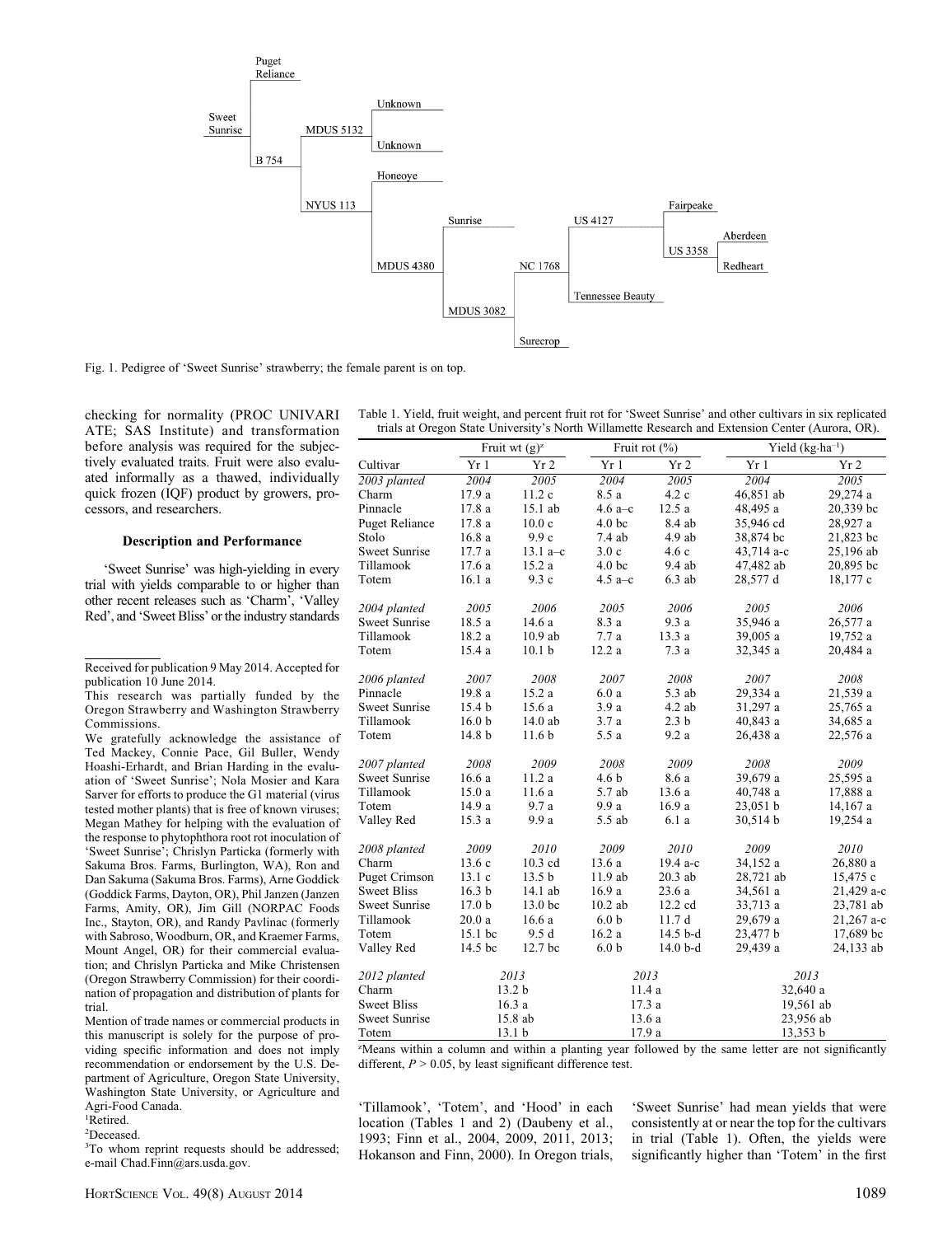Fig. 1. Pedigree of 'Sweet Sunrise' strawberry; the female parent is on top.

checking for normality (PROC UNIVARIATE; SAS Institute) and transformation before analysis was required for the subjectively evaluated traits. Fruit were also evaluated informally as a thawed, individually quick frozen (IQF) product by growers, processors, and researchers.

### Description and Performance

'Sweet Sunrise' was high-yielding in every trial with yields comparable to or higher than other recent releases such as 'Charm', 'Valley Red', and 'Sweet Bliss' or the industry standards 'Tillamook', 'Totem', and 'Hood' in each location (Tables 1 and 2) (Daubeny et al., 1993; Finn et al., 2004, 2009, 2011, 2013; Hokanson and Finn, 2000). In Oregon trials, 'Sweet Sunrise' had mean yields that were consistently at or near the top for the cultivars in trial (Table 1). Often, the yields were significantly higher than 'Totem' in the first

Table 1. Yield, fruit weight, and percent fruit rot for 'Sweet Sunrise' and other cultivars in six replicated trials at Oregon State University's North Willamette Research and Extension Center (Aurora, OR).

| | Fruit wt (g)[z] | | Fruit rot (%) | | Yield (kg·ha⁻¹) | |
|---|---|---|---|---|---|---|
| Cultivar | Yr 1 | Yr 2 | Yr 1 | Yr 2 | Yr 1 | Yr 2 |
| *2003 planted* | *2004* | *2005* | *2004* | *2005* | *2004* | *2005* |
| Charm | 17.9 a | 11.2 c | 8.5 a | 4.2 c | 46,851 ab | 29,274 a |
| Pinnacle | 17.8 a | 15.1 ab | 4.6 a–c | 12.5 a | 48,495 a | 20,339 bc |
| Puget Reliance | 17.8 a | 10.0 c | 4.0 bc | 8.4 ab | 35,946 cd | 28,927 a |
| Stolo | 16.8 a | 9.9 c | 7.4 ab | 4.9 ab | 38,874 bc | 21,823 bc |
| Sweet Sunrise | 17.7 a | 13.1 a–c | 3.0 c | 4.6 c | 43,714 a–c | 25,196 ab |
| Tillamook | 17.6 a | 15.2 a | 4.0 bc | 9.4 ab | 47,482 ab | 20,895 bc |
| Totem | 16.1 a | 9.3 c | 4.5 a–c | 6.3 ab | 28,577 d | 18,177 c |
| *2004 planted* | *2005* | *2006* | *2005* | *2006* | *2005* | *2006* |
| Sweet Sunrise | 18.5 a | 14.6 a | 8.3 a | 9.3 a | 35,946 a | 26,577 a |
| Tillamook | 18.2 a | 10.9 ab | 7.7 a | 13.3 a | 39,005 a | 19,752 a |
| Totem | 15.4 a | 10.1 b | 12.2 a | 7.3 a | 32,345 a | 20,484 a |
| *2006 planted* | *2007* | *2008* | *2007* | *2008* | *2007* | *2008* |
| Pinnacle | 19.8 a | 15.2 a | 6.0 a | 5.3 ab | 29,334 a | 21,539 a |
| Sweet Sunrise | 15.4 b | 15.6 a | 3.9 a | 4.2 ab | 31,297 a | 25,765 a |
| Tillamook | 16.0 b | 14.0 ab | 3.7 a | 2.3 b | 40,843 a | 34,685 a |
| Totem | 14.8 b | 11.6 b | 5.5 a | 9.2 a | 26,438 a | 22,576 a |
| *2007 planted* | *2008* | *2009* | *2008* | *2009* | *2008* | *2009* |
| Sweet Sunrise | 16.6 a | 11.2 a | 4.6 b | 8.6 a | 39,679 a | 25,595 a |
| Tillamook | 15.0 a | 11.6 a | 5.7 ab | 13.6 a | 40,748 a | 17,888 a |
| Totem | 14.9 a | 9.7 a | 9.9 a | 16.9 a | 23,051 b | 14,167 a |
| Valley Red | 15.3 a | 9.9 a | 5.5 ab | 6.1 a | 30,514 b | 19,254 a |
| *2008 planted* | *2009* | *2010* | *2009* | *2010* | *2009* | *2010* |
| Charm | 13.6 c | 10.3 cd | 13.6 a | 19.4 a-c | 34,152 a | 26,880 a |
| Puget Crimson | 13.1 c | 13.5 b | 11.9 ab | 20.3 ab | 28,721 ab | 15,475 c |
| Sweet Bliss | 16.3 b | 14.1 ab | 16.9 a | 23.6 a | 34,561 a | 21,429 a-c |
| Sweet Sunrise | 17.0 b | 13.0 bc | 10.2 ab | 12.2 cd | 33,713 a | 23,781 ab |
| Tillamook | 20.0 a | 16.6 a | 6.0 b | 11.7 d | 29,679 a | 21,267 a-c |
| Totem | 15.1 bc | 9.5 d | 16.2 a | 14.5 b-d | 23,477 b | 17,689 bc |
| Valley Red | 14.5 bc | 12.7 bc | 6.0 b | 14.0 b-d | 29,439 a | 24,133 ab |
| *2012 planted* | *2013* | | *2013* | | *2013* | |
| Charm | 13.2 b | | 11.4 a | | 32,640 a | |
| Sweet Bliss | 16.3 a | | 17.3 a | | 19,561 ab | |
| Sweet Sunrise | 15.8 ab | | 13.6 a | | 23,956 ab | |
| Totem | 13.1 b | | 17.9 a | | 13,353 b | |

[z]Means within a column and within a planting year followed by the same letter are not significantly different, $P > 0.05$, by least significant difference test.

Received for publication 9 May 2014. Accepted for publication 10 June 2014.

This research was partially funded by the Oregon Strawberry and Washington Strawberry Commissions.

We gratefully acknowledge the assistance of Ted Mackey, Connie Pace, Gil Buller, Wendy Hoashi-Erhardt, and Brian Harding in the evaluation of 'Sweet Sunrise'; Nola Mosier and Kara Sarver for efforts to produce the G1 material (virus tested mother plants) that is free of known viruses; Megan Mathey for helping with the evaluation of the response to phytophthora root rot inoculation of 'Sweet Sunrise'; Chrislyn Particka (formerly with Sakuma Bros. Farms, Burlington, WA), Ron and Dan Sakuma (Sakuma Bros. Farms), Arne Goddick (Goddick Farms, Dayton, OR), Phil Janzen (Janzen Farms, Amity, OR), Jim Gill (NORPAC Foods Inc., Stayton, OR), and Randy Pavlinac (formerly with Sabroso, Woodburn, OR, and Kraemer Farms, Mount Angel, OR) for their commercial evaluation; and Chrislyn Particka and Mike Christensen (Oregon Strawberry Commission) for their coordination of propagation and distribution of plants for trial.

Mention of trade names or commercial products in this manuscript is solely for the purpose of providing specific information and does not imply recommendation or endorsement by the U.S. Department of Agriculture, Oregon State University, Washington State University, or Agriculture and Agri-Food Canada.

[1]Retired.

[2]Deceased.

[3]To whom reprint requests should be addressed; e-mail Chad.Finn@ars.usda.gov.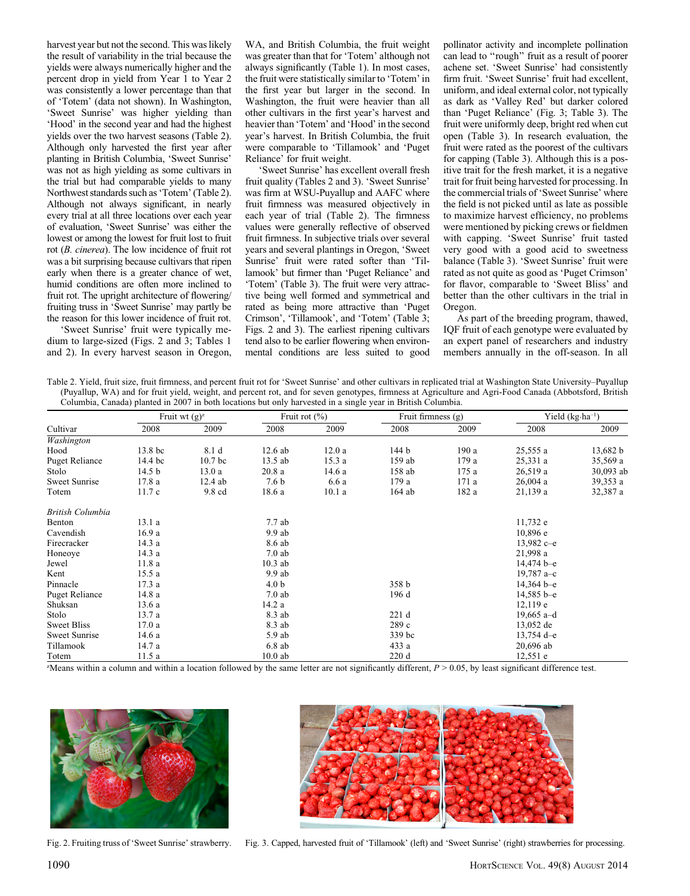harvest year but not the second. This was likely the result of variability in the trial because the yields were always numerically higher and the percent drop in yield from Year 1 to Year 2 was consistently a lower percentage than that of 'Totem' (data not shown). In Washington, 'Sweet Sunrise' was higher yielding than 'Hood' in the second year and had the highest yields over the two harvest seasons (Table 2). Although only harvested the first year after planting in British Columbia, 'Sweet Sunrise' was not as high yielding as some cultivars in the trial but had comparable yields to many Northwest standards such as 'Totem' (Table 2). Although not always significant, in nearly every trial at all three locations over each year of evaluation, 'Sweet Sunrise' was either the lowest or among the lowest for fruit lost to fruit rot (*B. cinerea*). The low incidence of fruit rot was a bit surprising because cultivars that ripen early when there is a greater chance of wet, humid conditions are often more inclined to fruit rot. The upright architecture of flowering/fruiting truss in 'Sweet Sunrise' may partly be the reason for this lower incidence of fruit rot.

'Sweet Sunrise' fruit were typically medium to large-sized (Figs. 2 and 3; Tables 1 and 2). In every harvest season in Oregon, WA, and British Columbia, the fruit weight was greater than that for 'Totem' although not always significantly (Table 1). In most cases, the fruit were statistically similar to 'Totem' in the first year but larger in the second. In Washington, the fruit were heavier than all other cultivars in the first year's harvest and heavier than 'Totem' and 'Hood' in the second year's harvest. In British Columbia, the fruit were comparable to 'Tillamook' and 'Puget Reliance' for fruit weight.

'Sweet Sunrise' has excellent overall fresh fruit quality (Tables 2 and 3). 'Sweet Sunrise' was firm at WSU-Puyallup and AAFC where fruit firmness was measured objectively in each year of trial (Table 2). The firmness values were generally reflective of observed fruit firmness. In subjective trials over several years and several plantings in Oregon, 'Sweet Sunrise' fruit were rated softer than 'Tillamook' but firmer than 'Puget Reliance' and 'Totem' (Table 3). The fruit were very attractive being well formed and symmetrical and rated as being more attractive than 'Puget Crimson', 'Tillamook', and 'Totem' (Table 3; Figs. 2 and 3). The earliest ripening cultivars tend also to be earlier flowering when environmental conditions are less suited to good pollinator activity and incomplete pollination can lead to "rough" fruit as a result of poorer achene set. 'Sweet Sunrise' had consistently firm fruit. 'Sweet Sunrise' fruit had excellent, uniform, and ideal external color, not typically as dark as 'Valley Red' but darker colored than 'Puget Reliance' (Fig. 3; Table 3). The fruit were uniformly deep, bright red when cut open (Table 3). In research evaluation, the fruit were rated as the poorest of the cultivars for capping (Table 3). Although this is a positive trait for the fresh market, it is a negative trait for fruit being harvested for processing. In the commercial trials of 'Sweet Sunrise' where the field is not picked until as late as possible to maximize harvest efficiency, no problems were mentioned by picking crews or fieldmen with capping. 'Sweet Sunrise' fruit tasted very good with a good acid to sweetness balance (Table 3). 'Sweet Sunrise' fruit were rated as not quite as good as 'Puget Crimson' for flavor, comparable to 'Sweet Bliss' and better than the other cultivars in the trial in Oregon.

As part of the breeding program, thawed, IQF fruit of each genotype were evaluated by an expert panel of researchers and industry members annually in the off-season. In all

Table 2. Yield, fruit size, fruit firmness, and percent fruit rot for 'Sweet Sunrise' and other cultivars in replicated trial at Washington State University–Puyallup (Puyallup, WA) and for fruit yield, weight, and percent rot, and for seven genotypes, firmness at Agriculture and Agri-Food Canada (Abbotsford, British Columbia, Canada) planted in 2007 in both locations but only harvested in a single year in British Columbia.

| Cultivar | Fruit wt (g)[z] | | Fruit rot (%) | | Fruit firmness (g) | | Yield (kg·ha⁻¹) | |
|---|---|---|---|---|---|---|---|---|
| | 2008 | 2009 | 2008 | 2009 | 2008 | 2009 | 2008 | 2009 |
| *Washington* | | | | | | | | |
| Hood | 13.8 bc | 8.1 d | 12.6 ab | 12.0 a | 144 b | 190 a | 25,555 a | 13,682 b |
| Puget Reliance | 14.4 bc | 10.7 bc | 13.5 ab | 15.3 a | 159 ab | 179 a | 25,331 a | 35,569 a |
| Stolo | 14.5 b | 13.0 a | 20.8 a | 14.6 a | 158 ab | 175 a | 26,519 a | 30,093 ab |
| Sweet Sunrise | 17.8 a | 12.4 ab | 7.6 b | 6.6 a | 179 a | 171 a | 26,004 a | 39,353 a |
| Totem | 11.7 c | 9.8 cd | 18.6 a | 10.1 a | 164 ab | 182 a | 21,139 a | 32,387 a |
| *British Columbia* | | | | | | | | |
| Benton | 13.1 a | | 7.7 ab | | | | 11,732 e | |
| Cavendish | 16.9 a | | 9.9 ab | | | | 10,896 e | |
| Firecracker | 14.3 a | | 8.6 ab | | | | 13,982 c–e | |
| Honeoye | 14.3 a | | 7.0 ab | | | | 21,998 a | |
| Jewel | 11.8 a | | 10.3 ab | | | | 14,474 b–e | |
| Kent | 15.5 a | | 9.9 ab | | | | 19,787 a–c | |
| Pinnacle | 17.3 a | | 4.0 b | | 358 b | | 14,364 b–e | |
| Puget Reliance | 14.8 a | | 7.0 ab | | 196 d | | 14,585 b–e | |
| Shuksan | 13.6 a | | 14.2 a | | | | 12,119 e | |
| Stolo | 13.7 a | | 8.3 ab | | 221 d | | 19,665 a–d | |
| Sweet Bliss | 17.0 a | | 8.3 ab | | 289 c | | 13,052 de | |
| Sweet Sunrise | 14.6 a | | 5.9 ab | | 339 bc | | 13,754 d–e | |
| Tillamook | 14.7 a | | 6.8 ab | | 433 a | | 20,696 ab | |
| Totem | 11.5 a | | 10.0 ab | | 220 d | | 12,551 e | |

[z]Means within a column and within a location followed by the same letter are not significantly different, $P > 0.05$, by least significant difference test.

Fig. 2. Fruiting truss of 'Sweet Sunrise' strawberry.

Fig. 3. Capped, harvested fruit of 'Tillamook' (left) and 'Sweet Sunrise' (right) strawberries for processing.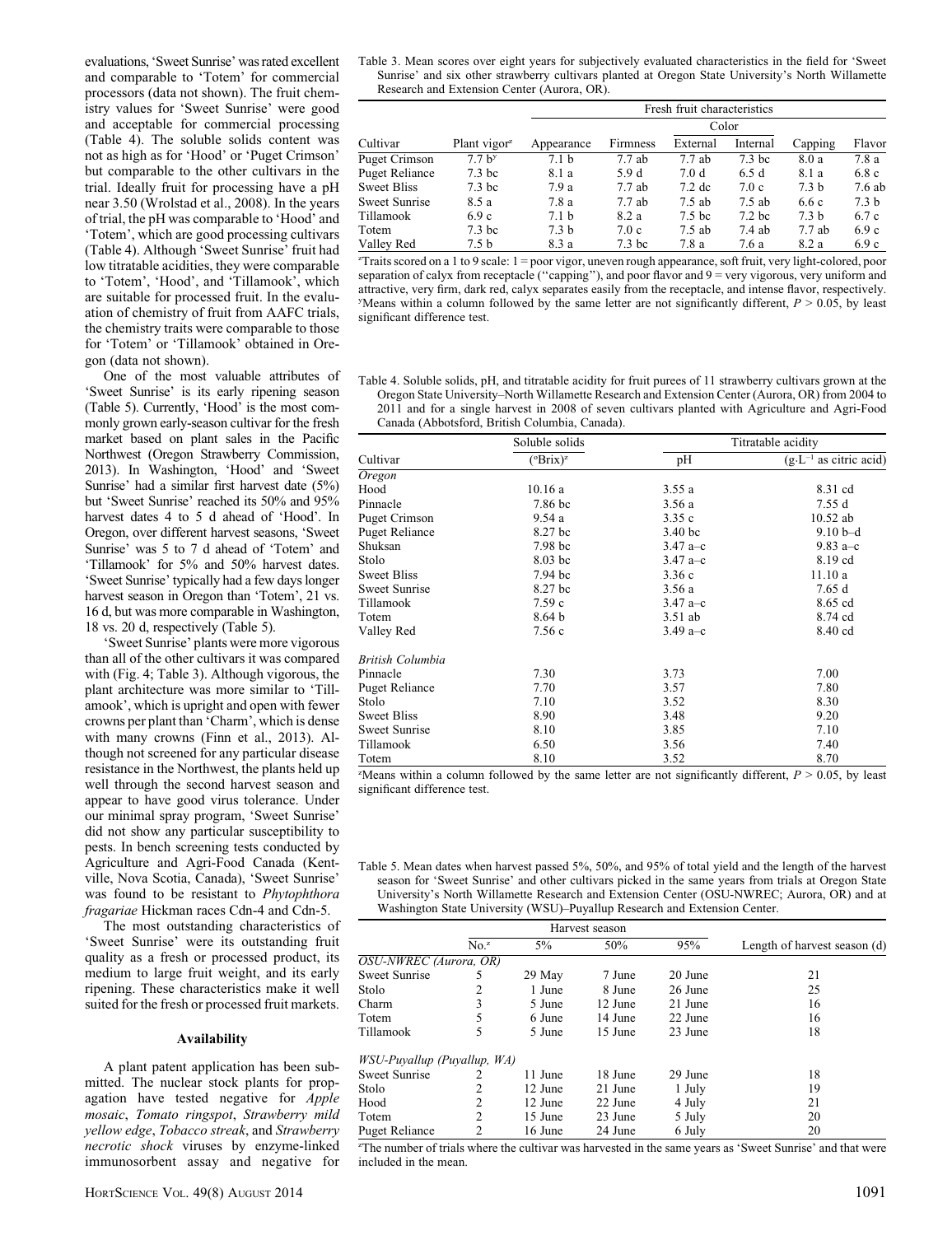evaluations, 'Sweet Sunrise' was rated excellent and comparable to 'Totem' for commercial processors (data not shown). The fruit chemistry values for 'Sweet Sunrise' were good and acceptable for commercial processing (Table 4). The soluble solids content was not as high as for 'Hood' or 'Puget Crimson' but comparable to the other cultivars in the trial. Ideally fruit for processing have a pH near 3.50 (Wrolstad et al., 2008). In the years of trial, the pH was comparable to 'Hood' and 'Totem', which are good processing cultivars (Table 4). Although 'Sweet Sunrise' fruit had low titratable acidities, they were comparable to 'Totem', 'Hood', and 'Tillamook', which are suitable for processed fruit. In the evaluation of chemistry of fruit from AAFC trials, the chemistry traits were comparable to those for 'Totem' or 'Tillamook' obtained in Oregon (data not shown).

One of the most valuable attributes of 'Sweet Sunrise' is its early ripening season (Table 5). Currently, 'Hood' is the most commonly grown early-season cultivar for the fresh market based on plant sales in the Pacific Northwest (Oregon Strawberry Commission, 2013). In Washington, 'Hood' and 'Sweet Sunrise' had a similar first harvest date (5%) but 'Sweet Sunrise' reached its 50% and 95% harvest dates 4 to 5 d ahead of 'Hood'. In Oregon, over different harvest seasons, 'Sweet Sunrise' was 5 to 7 d ahead of 'Totem' and 'Tillamook' for 5% and 50% harvest dates. 'Sweet Sunrise' typically had a few days longer harvest season in Oregon than 'Totem', 21 vs. 16 d, but was more comparable in Washington, 18 vs. 20 d, respectively (Table 5).

'Sweet Sunrise' plants were more vigorous than all of the other cultivars it was compared with (Fig. 4; Table 3). Although vigorous, the plant architecture was more similar to 'Tillamook', which is upright and open with fewer crowns per plant than 'Charm', which is dense with many crowns (Finn et al., 2013). Although not screened for any particular disease resistance in the Northwest, the plants held up well through the second harvest season and appear to have good virus tolerance. Under our minimal spray program, 'Sweet Sunrise' did not show any particular susceptibility to pests. In bench screening tests conducted by Agriculture and Agri-Food Canada (Kentville, Nova Scotia, Canada), 'Sweet Sunrise' was found to be resistant to *Phytophthora fragariae* Hickman races Cdn-4 and Cdn-5.

The most outstanding characteristics of 'Sweet Sunrise' were its outstanding fruit quality as a fresh or processed product, its medium to large fruit weight, and its early ripening. These characteristics make it well suited for the fresh or processed fruit markets.

## Availability

A plant patent application has been submitted. The nuclear stock plants for propagation have tested negative for *Apple mosaic*, *Tomato ringspot*, *Strawberry mild yellow edge*, *Tobacco streak*, and *Strawberry necrotic shock* viruses by enzyme-linked immunosorbent assay and negative for

Table 3. Mean scores over eight years for subjectively evaluated characteristics in the field for 'Sweet Sunrise' and six other strawberry cultivars planted at Oregon State University's North Willamette Research and Extension Center (Aurora, OR).

| | | Fresh fruit characteristics | | | | | |
|---|---|---|---|---|---|---|---|
| | | | | Color | | | |
| Cultivar | Plant vigor[z] | Appearance | Firmness | External | Internal | Capping | Flavor |
| Puget Crimson | 7.7 b[y] | 7.1 b | 7.7 ab | 7.7 ab | 7.3 bc | 8.0 a | 7.8 a |
| Puget Reliance | 7.3 bc | 8.1 a | 5.9 d | 7.0 d | 6.5 d | 8.1 a | 6.8 c |
| Sweet Bliss | 7.3 bc | 7.9 a | 7.7 ab | 7.2 dc | 7.0 c | 7.3 b | 7.6 ab |
| Sweet Sunrise | 8.5 a | 7.8 a | 7.7 ab | 7.5 ab | 7.5 ab | 6.6 c | 7.3 b |
| Tillamook | 6.9 c | 7.1 b | 8.2 a | 7.5 bc | 7.2 bc | 7.3 b | 6.7 c |
| Totem | 7.3 bc | 7.3 b | 7.0 c | 7.5 ab | 7.4 ab | 7.7 ab | 6.9 c |
| Valley Red | 7.5 b | 8.3 a | 7.3 bc | 7.8 a | 7.6 a | 8.2 a | 6.9 c |

[z]Traits scored on a 1 to 9 scale: 1 = poor vigor, uneven rough appearance, soft fruit, very light-colored, poor separation of calyx from receptacle ("capping"), and poor flavor and 9 = very vigorous, very uniform and attractive, very firm, dark red, calyx separates easily from the receptacle, and intense flavor, respectively.
[y]Means within a column followed by the same letter are not significantly different, $P > 0.05$, by least significant difference test.

Table 4. Soluble solids, pH, and titratable acidity for fruit purees of 11 strawberry cultivars grown at the Oregon State University–North Willamette Research and Extension Center (Aurora, OR) from 2004 to 2011 and for a single harvest in 2008 of seven cultivars planted with Agriculture and Agri-Food Canada (Abbotsford, British Columbia, Canada).

| | Soluble solids | | Titratable acidity |
|---|---|---|---|
| Cultivar | (°Brix)[z] | pH | ($g \cdot L^{-1}$ as citric acid) |
| *Oregon* | | | |
| Hood | 10.16 a | 3.55 a | 8.31 cd |
| Pinnacle | 7.86 bc | 3.56 a | 7.55 d |
| Puget Crimson | 9.54 a | 3.35 c | 10.52 ab |
| Puget Reliance | 8.27 bc | 3.40 bc | 9.10 b–d |
| Shuksan | 7.98 bc | 3.47 a–c | 9.83 a–c |
| Stolo | 8.03 bc | 3.47 a–c | 8.19 cd |
| Sweet Bliss | 7.94 bc | 3.36 c | 11.10 a |
| Sweet Sunrise | 8.27 bc | 3.56 a | 7.65 d |
| Tillamook | 7.59 c | 3.47 a–c | 8.65 cd |
| Totem | 8.64 b | 3.51 ab | 8.74 cd |
| Valley Red | 7.56 c | 3.49 a–c | 8.40 cd |
| *British Columbia* | | | |
| Pinnacle | 7.30 | 3.73 | 7.00 |
| Puget Reliance | 7.70 | 3.57 | 7.80 |
| Stolo | 7.10 | 3.52 | 8.30 |
| Sweet Bliss | 8.90 | 3.48 | 9.20 |
| Sweet Sunrise | 8.10 | 3.85 | 7.10 |
| Tillamook | 6.50 | 3.56 | 7.40 |
| Totem | 8.10 | 3.52 | 8.70 |

[z]Means within a column followed by the same letter are not significantly different, $P > 0.05$, by least significant difference test.

Table 5. Mean dates when harvest passed 5%, 50%, and 95% of total yield and the length of the harvest season for 'Sweet Sunrise' and other cultivars picked in the same years from trials at Oregon State University's North Willamette Research and Extension Center (OSU-NWREC; Aurora, OR) and at Washington State University (WSU)–Puyallup Research and Extension Center.

| | | Harvest season | | | |
|---|---|---|---|---|---|
| | No.[z] | 5% | 50% | 95% | Length of harvest season (d) |
| *OSU-NWREC (Aurora, OR)* | | | | | |
| Sweet Sunrise | 5 | 29 May | 7 June | 20 June | 21 |
| Stolo | 2 | 1 June | 8 June | 26 June | 25 |
| Charm | 3 | 5 June | 12 June | 21 June | 16 |
| Totem | 5 | 6 June | 14 June | 22 June | 16 |
| Tillamook | 5 | 5 June | 15 June | 23 June | 18 |
| *WSU-Puyallup (Puyallup, WA)* | | | | | |
| Sweet Sunrise | 2 | 11 June | 18 June | 29 June | 18 |
| Stolo | 2 | 12 June | 21 June | 1 July | 19 |
| Hood | 2 | 12 June | 22 June | 4 July | 21 |
| Totem | 2 | 15 June | 23 June | 5 July | 20 |
| Puget Reliance | 2 | 16 June | 24 June | 6 July | 20 |

[z]The number of trials where the cultivar was harvested in the same years as 'Sweet Sunrise' and that were included in the mean.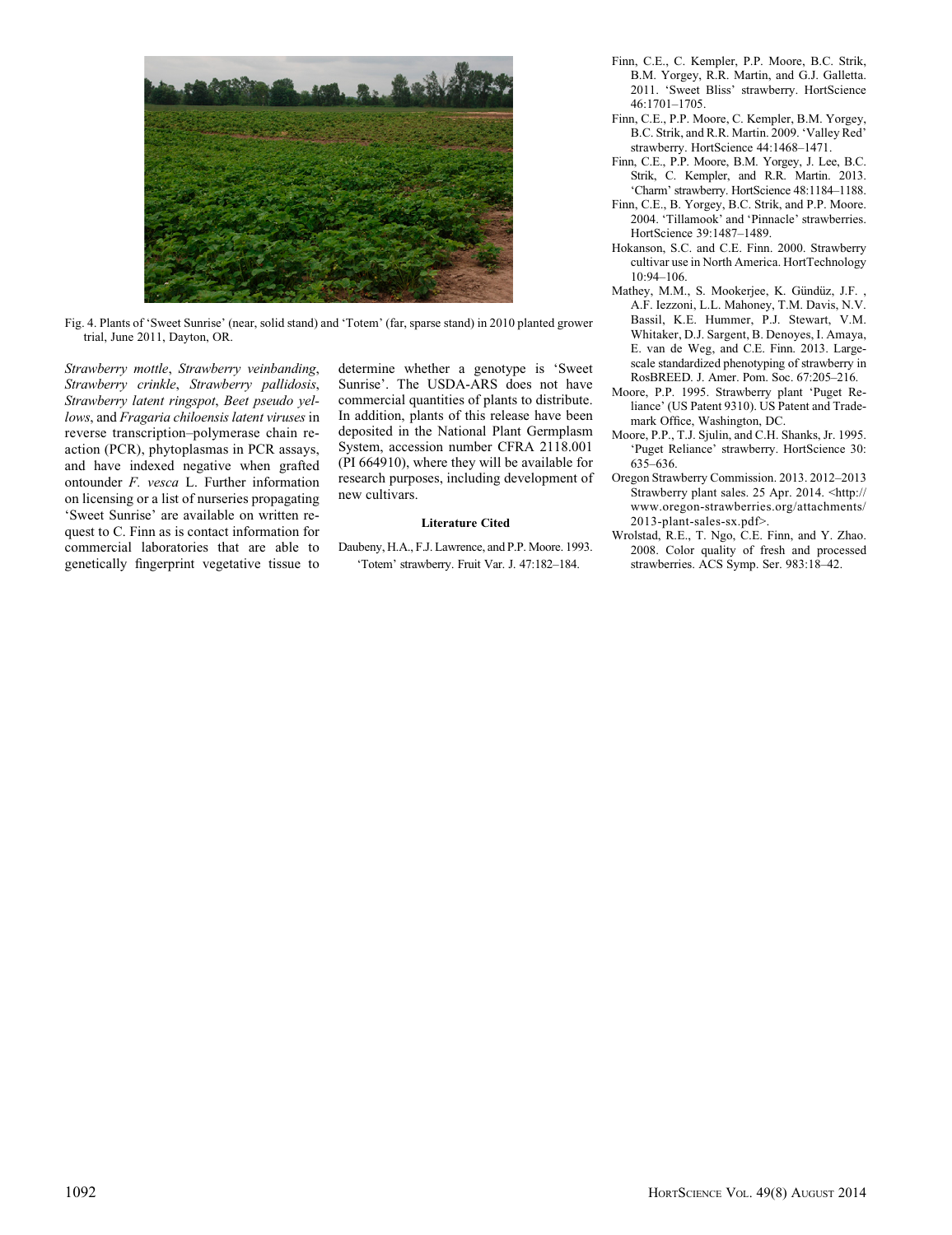Fig. 4. Plants of 'Sweet Sunrise' (near, solid stand) and 'Totem' (far, sparse stand) in 2010 planted grower trial, June 2011, Dayton, OR.

*Strawberry mottle*, *Strawberry veinbanding*, *Strawberry crinkle*, *Strawberry pallidosis*, *Strawberry latent ringspot*, *Beet pseudo yellows*, and *Fragaria chiloensis latent viruses* in reverse transcription–polymerase chain reaction (PCR), phytoplasmas in PCR assays, and have indexed negative when grafted ontounder *F. vesca* L. Further information on licensing or a list of nurseries propagating 'Sweet Sunrise' are available on written request to C. Finn as is contact information for commercial laboratories that are able to genetically fingerprint vegetative tissue to determine whether a genotype is 'Sweet Sunrise'. The USDA-ARS does not have commercial quantities of plants to distribute. In addition, plants of this release have been deposited in the National Plant Germplasm System, accession number CFRA 2118.001 (PI 664910), where they will be available for research purposes, including development of new cultivars.

## Literature Cited

Daubeny, H.A., F.J. Lawrence, and P.P. Moore. 1993. 'Totem' strawberry. Fruit Var. J. 47:182–184.

Finn, C.E., C. Kempler, P.P. Moore, B.C. Strik, B.M. Yorgey, R.R. Martin, and G.J. Galletta. 2011. 'Sweet Bliss' strawberry. HortScience 46:1701–1705.

Finn, C.E., P.P. Moore, C. Kempler, B.M. Yorgey, B.C. Strik, and R.R. Martin. 2009. 'Valley Red' strawberry. HortScience 44:1468–1471.

Finn, C.E., P.P. Moore, B.M. Yorgey, J. Lee, B.C. Strik, C. Kempler, and R.R. Martin. 2013. 'Charm' strawberry. HortScience 48:1184–1188.

Finn, C.E., B. Yorgey, B.C. Strik, and P.P. Moore. 2004. 'Tillamook' and 'Pinnacle' strawberries. HortScience 39:1487–1489.

Hokanson, S.C. and C.E. Finn. 2000. Strawberry cultivar use in North America. HortTechnology 10:94–106.

Mathey, M.M., S. Mookerjee, K. Gündüz, J.F. , A.F. Iezzoni, L.L. Mahoney, T.M. Davis, N.V. Bassil, K.E. Hummer, P.J. Stewart, V.M. Whitaker, D.J. Sargent, B. Denoyes, I. Amaya, E. van de Weg, and C.E. Finn. 2013. Large-scale standardized phenotyping of strawberry in RosBREED. J. Amer. Pom. Soc. 67:205–216.

Moore, P.P. 1995. Strawberry plant 'Puget Reliance' (US Patent 9310). US Patent and Trademark Office, Washington, DC.

Moore, P.P., T.J. Sjulin, and C.H. Shanks, Jr. 1995. 'Puget Reliance' strawberry. HortScience 30: 635–636.

Oregon Strawberry Commission. 2013. 2012–2013 Strawberry plant sales. 25 Apr. 2014. <http://www.oregon-strawberries.org/attachments/2013-plant-sales-sx.pdf>.

Wrolstad, R.E., T. Ngo, C.E. Finn, and Y. Zhao. 2008. Color quality of fresh and processed strawberries. ACS Symp. Ser. 983:18–42.